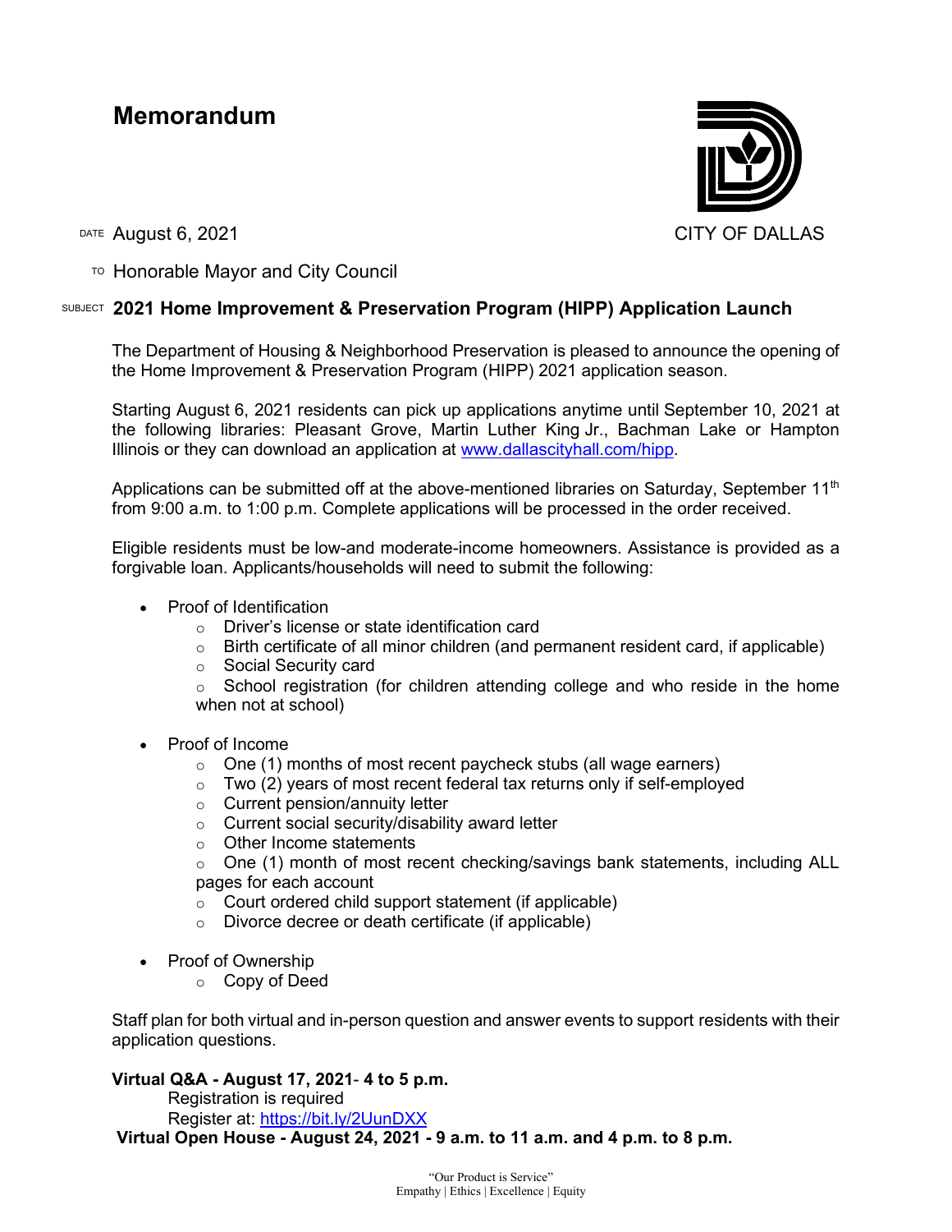# Memorandum

CITY OF DALLAS

DATE August 6, 2021

TO Honorable Mayor and City Council

SUBJECT **2021 Home Improvement & Preservation Program (HIPP) Application Launch**

The Department of Housing & Neighborhood Preservation is pleased to announce the opening of the Home Improvement & Preservation Program (HIPP) 2021 application season.

Starting August 6, 2021 residents can pick up applications anytime until September 10, 2021 at the following libraries: Pleasant Grove, Martin Luther King Jr., Bachman Lake or Hampton Illinois or they can download an application at www.dallascityhall.com/hipp.

Applications can be submitted off at the above-mentioned libraries on Saturday, September 11th from 9:00 a.m. to 1:00 p.m. Complete applications will be processed in the order received.

Eligible residents must be low-and moderate-income homeowners. Assistance is provided as a forgivable loan. Applicants/households will need to submit the following:

- Proof of Identification
  - Driver's license or state identification card
  - Birth certificate of all minor children (and permanent resident card, if applicable)
  - Social Security card
  - School registration (for children attending college and who reside in the home when not at school)

- Proof of Income
  - One (1) months of most recent paycheck stubs (all wage earners)
  - Two (2) years of most recent federal tax returns only if self-employed
  - Current pension/annuity letter
  - Current social security/disability award letter
  - Other Income statements
  - One (1) month of most recent checking/savings bank statements, including ALL pages for each account
  - Court ordered child support statement (if applicable)
  - Divorce decree or death certificate (if applicable)

- Proof of Ownership
  - Copy of Deed

Staff plan for both virtual and in-person question and answer events to support residents with their application questions.

**Virtual Q&A - August 17, 2021- 4 to 5 p.m.**
Registration is required
Register at: https://bit.ly/2UunDXX

**Virtual Open House - August 24, 2021 - 9 a.m. to 11 a.m. and 4 p.m. to 8 p.m.**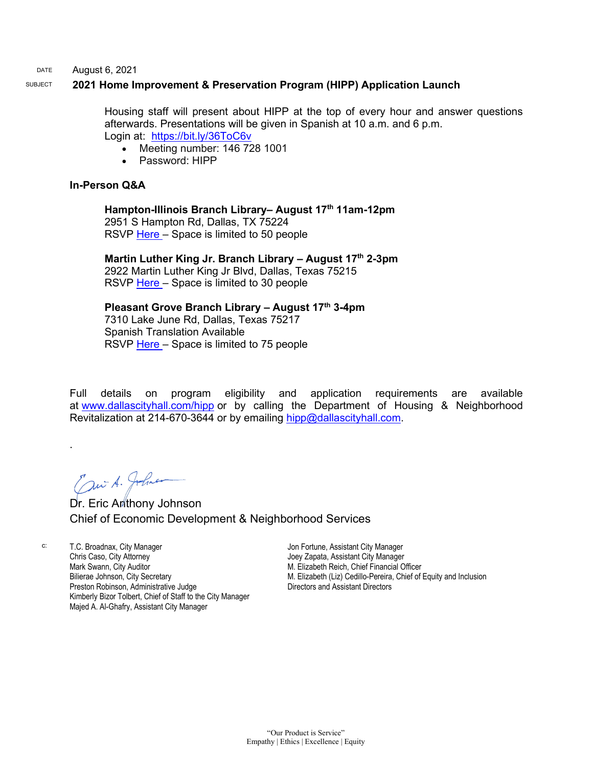DATE August 6, 2021

SUBJECT **2021 Home Improvement & Preservation Program (HIPP) Application Launch**

Housing staff will present about HIPP at the top of every hour and answer questions afterwards. Presentations will be given in Spanish at 10 a.m. and 6 p.m.
Login at: https://bit.ly/36ToC6v

- Meeting number: 146 728 1001
- Password: HIPP

**In-Person Q&A**

**Hampton-Illinois Branch Library– August 17th 11am-12pm**
2951 S Hampton Rd, Dallas, TX 75224
RSVP Here – Space is limited to 50 people

**Martin Luther King Jr. Branch Library – August 17th 2-3pm**
2922 Martin Luther King Jr Blvd, Dallas, Texas 75215
RSVP Here – Space is limited to 30 people

**Pleasant Grove Branch Library – August 17th 3-4pm**
7310 Lake June Rd, Dallas, Texas 75217
Spanish Translation Available
RSVP Here – Space is limited to 75 people

Full details on program eligibility and application requirements are available at www.dallascityhall.com/hipp or by calling the Department of Housing & Neighborhood Revitalization at 214-670-3644 or by emailing hipp@dallascityhall.com.

.

Dr. Eric Anthony Johnson
Chief of Economic Development & Neighborhood Services

c:
T.C. Broadnax, City Manager
Chris Caso, City Attorney
Mark Swann, City Auditor
Bilierae Johnson, City Secretary
Preston Robinson, Administrative Judge
Kimberly Bizor Tolbert, Chief of Staff to the City Manager
Majed A. Al-Ghafry, Assistant City Manager
Jon Fortune, Assistant City Manager
Joey Zapata, Assistant City Manager
M. Elizabeth Reich, Chief Financial Officer
M. Elizabeth (Liz) Cedillo-Pereira, Chief of Equity and Inclusion
Directors and Assistant Directors

"Our Product is Service"
Empathy | Ethics | Excellence | Equity